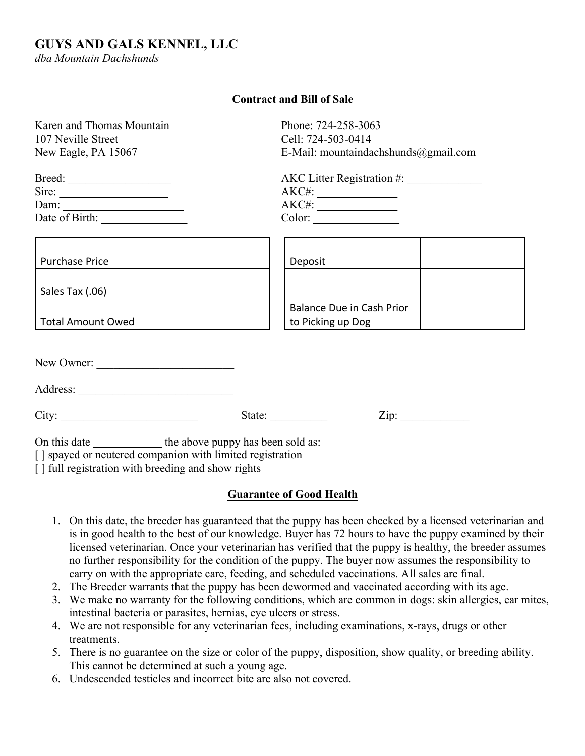# GUYS AND GALS KENNEL, LLC

*dba Mountain Dachshunds*

**Contract and Bill of Sale**

Karen and Thomas Mountain
107 Neville Street
New Eagle, PA 15067

Phone: 724-258-3063
Cell: 724-503-0414
E-Mail: mountaindachshunds@gmail.com

Breed: ________________
Sire: ________________
Dam: ________________
Date of Birth: ______________

AKC Litter Registration #: ____________
AKC#: ____________
AKC#: ____________
Color: ______________

| Purchase Price | |
|---|---|
| Sales Tax (.06) | |
| Total Amount Owed | |

| Deposit | |
|---|---|
| Balance Due in Cash Prior to Picking up Dog | |

New Owner: ________________________

Address: ________________________

City: ______________________ State: __________ Zip: ___________

On this date ___________ the above puppy has been sold as:
[ ] spayed or neutered companion with limited registration
[ ] full registration with breeding and show rights

**Guarantee of Good Health**

1. On this date, the breeder has guaranteed that the puppy has been checked by a licensed veterinarian and is in good health to the best of our knowledge. Buyer has 72 hours to have the puppy examined by their licensed veterinarian. Once your veterinarian has verified that the puppy is healthy, the breeder assumes no further responsibility for the condition of the puppy. The buyer now assumes the responsibility to carry on with the appropriate care, feeding, and scheduled vaccinations. All sales are final.
2. The Breeder warrants that the puppy has been dewormed and vaccinated according with its age.
3. We make no warranty for the following conditions, which are common in dogs: skin allergies, ear mites, intestinal bacteria or parasites, hernias, eye ulcers or stress.
4. We are not responsible for any veterinarian fees, including examinations, x-rays, drugs or other treatments.
5. There is no guarantee on the size or color of the puppy, disposition, show quality, or breeding ability. This cannot be determined at such a young age.
6. Undescended testicles and incorrect bite are also not covered.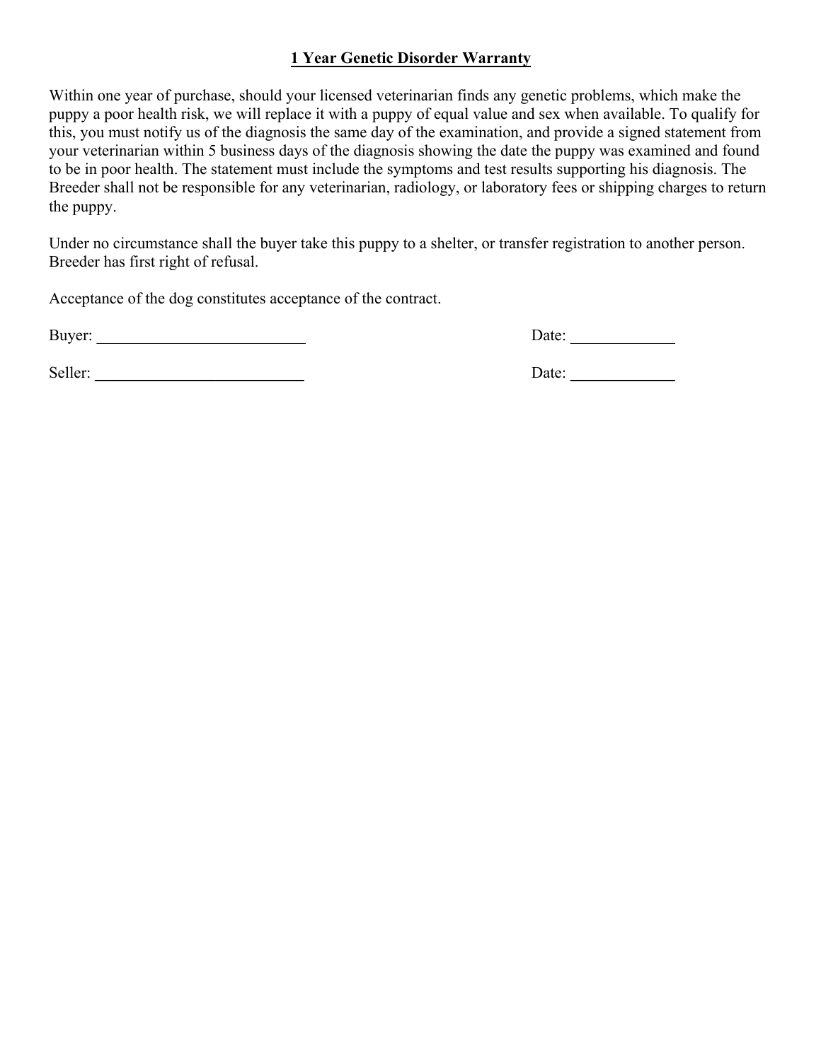# 1 Year Genetic Disorder Warranty

Within one year of purchase, should your licensed veterinarian finds any genetic problems, which make the puppy a poor health risk, we will replace it with a puppy of equal value and sex when available. To qualify for this, you must notify us of the diagnosis the same day of the examination, and provide a signed statement from your veterinarian within 5 business days of the diagnosis showing the date the puppy was examined and found to be in poor health. The statement must include the symptoms and test results supporting his diagnosis. The Breeder shall not be responsible for any veterinarian, radiology, or laboratory fees or shipping charges to return the puppy.

Under no circumstance shall the buyer take this puppy to a shelter, or transfer registration to another person. Breeder has first right of refusal.

Acceptance of the dog constitutes acceptance of the contract.

Buyer: ___________________________ Date: _____________

Seller: ___________________________ Date: _____________